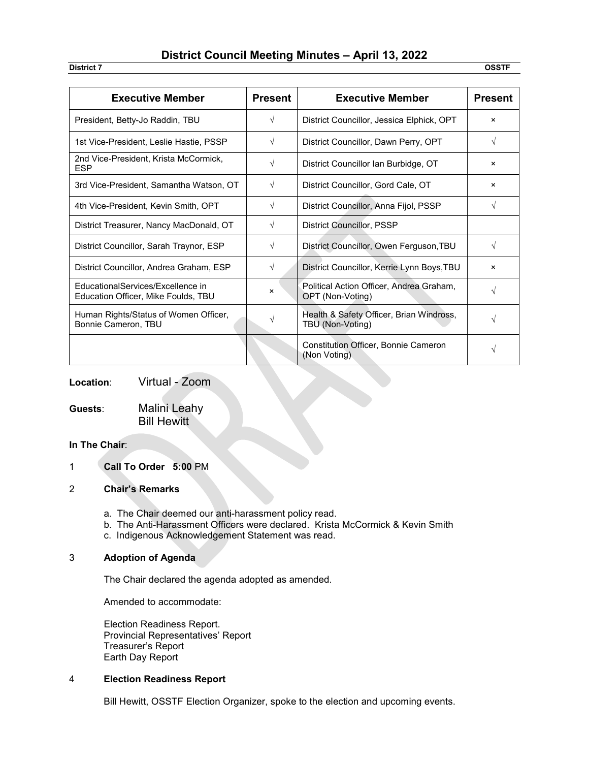# District Council Meeting Minutes – April 13, 2022

**District 7** **OSSTF**

| Executive Member | Present | Executive Member | Present |
|---|---|---|---|
| President, Betty-Jo Raddin, TBU | √ | District Councillor, Jessica Elphick, OPT | × |
| 1st Vice-President, Leslie Hastie, PSSP | √ | District Councillor, Dawn Perry, OPT | √ |
| 2nd Vice-President, Krista McCormick, ESP | √ | District Councillor Ian Burbidge, OT | × |
| 3rd Vice-President, Samantha Watson, OT | √ | District Councillor, Gord Cale, OT | × |
| 4th Vice-President, Kevin Smith, OPT | √ | District Councillor, Anna Fijol, PSSP | √ |
| District Treasurer, Nancy MacDonald, OT | √ | District Councillor, PSSP | |
| District Councillor, Sarah Traynor, ESP | √ | District Councillor, Owen Ferguson,TBU | √ |
| District Councillor, Andrea Graham, ESP | √ | District Councillor, Kerrie Lynn Boys,TBU | × |
| EducationalServices/Excellence in Education Officer, Mike Foulds, TBU | × | Political Action Officer, Andrea Graham, OPT (Non-Voting) | √ |
| Human Rights/Status of Women Officer, Bonnie Cameron, TBU | √ | Health & Safety Officer, Brian Windross, TBU (Non-Voting) | √ |
| | | Constitution Officer, Bonnie Cameron (Non Voting) | √ |

**Location**: Virtual - Zoom

**Guests**: Malini Leahy
Bill Hewitt

**In The Chair**:

1 **Call To Order 5:00** PM

2 **Chair's Remarks**

a. The Chair deemed our anti-harassment policy read.
b. The Anti-Harassment Officers were declared. Krista McCormick & Kevin Smith
c. Indigenous Acknowledgement Statement was read.

3 **Adoption of Agenda**

The Chair declared the agenda adopted as amended.

Amended to accommodate:

Election Readiness Report.
Provincial Representatives' Report
Treasurer's Report
Earth Day Report

4 **Election Readiness Report**

Bill Hewitt, OSSTF Election Organizer, spoke to the election and upcoming events.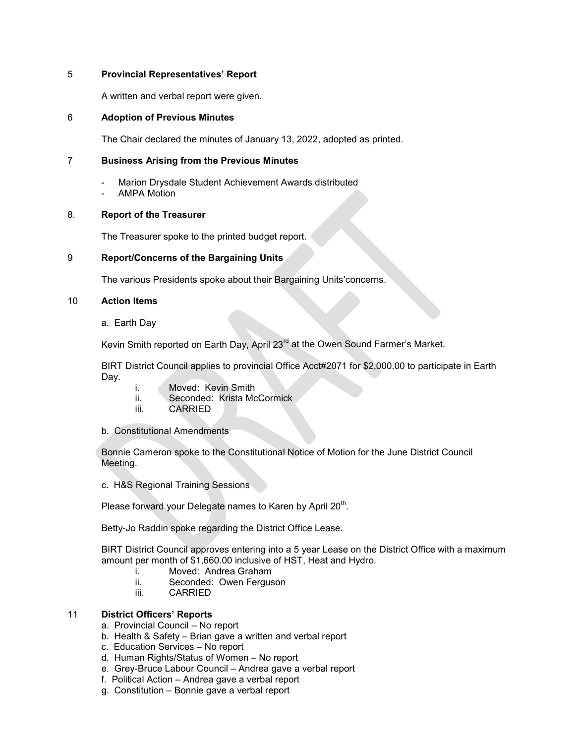## 5 Provincial Representatives' Report

A written and verbal report were given.

## 6 Adoption of Previous Minutes

The Chair declared the minutes of January 13, 2022, adopted as printed.

## 7 Business Arising from the Previous Minutes

- Marion Drysdale Student Achievement Awards distributed
- AMPA Motion

## 8. Report of the Treasurer

The Treasurer spoke to the printed budget report.

## 9 Report/Concerns of the Bargaining Units

The various Presidents spoke about their Bargaining Units'concerns.

## 10 Action Items

a. Earth Day

Kevin Smith reported on Earth Day, April 23rd at the Owen Sound Farmer's Market.

BIRT District Council applies to provincial Office Acct#2071 for $2,000.00 to participate in Earth Day.

i. Moved: Kevin Smith
ii. Seconded: Krista McCormick
iii. CARRIED

b. Constitutional Amendments

Bonnie Cameron spoke to the Constitutional Notice of Motion for the June District Council Meeting.

c. H&S Regional Training Sessions

Please forward your Delegate names to Karen by April 20th.

Betty-Jo Raddin spoke regarding the District Office Lease.

BIRT District Council approves entering into a 5 year Lease on the District Office with a maximum amount per month of $1,660.00 inclusive of HST, Heat and Hydro.

i. Moved: Andrea Graham
ii. Seconded: Owen Ferguson
iii. CARRIED

## 11 District Officers' Reports

a. Provincial Council – No report
b. Health & Safety – Brian gave a written and verbal report
c. Education Services – No report
d. Human Rights/Status of Women – No report
e. Grey-Bruce Labour Council – Andrea gave a verbal report
f. Political Action – Andrea gave a verbal report
g. Constitution – Bonnie gave a verbal report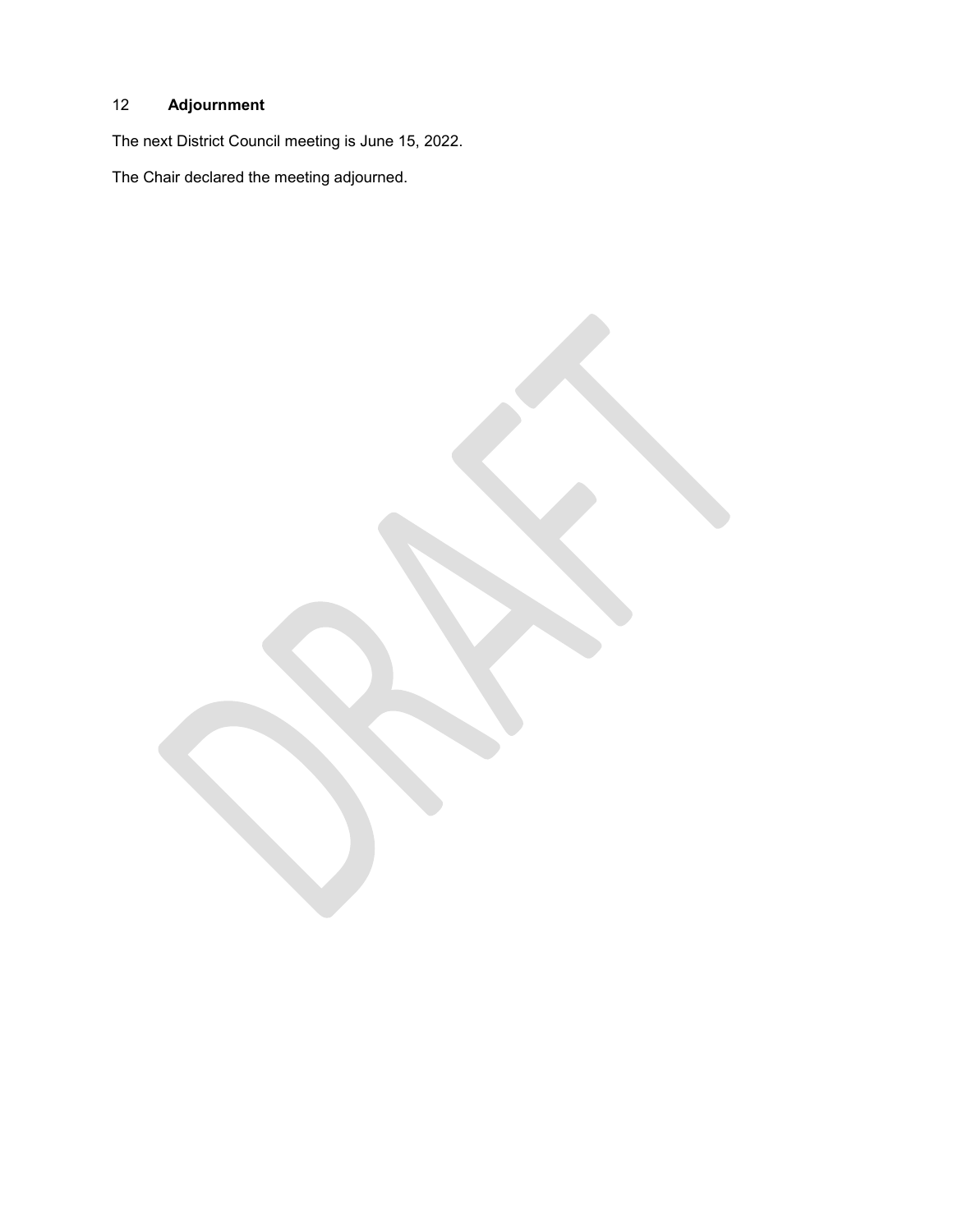## 12 Adjournment

The next District Council meeting is June 15, 2022.

The Chair declared the meeting adjourned.